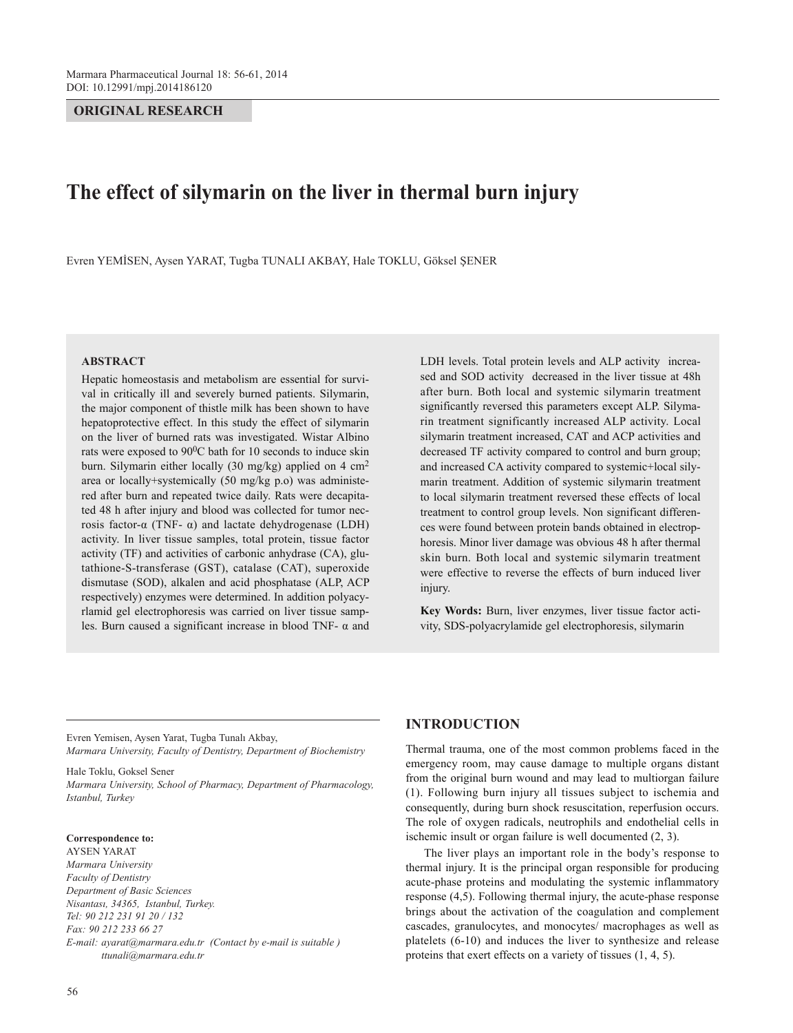**ORIGINAL RESEARCH**

# The effect of silymarin on the liver in thermal burn injury

Evren YEMİSEN, Aysen YARAT, Tugba TUNALI AKBAY, Hale TOKLU, Göksel ŞENER

## ABSTRACT

Hepatic homeostasis and metabolism are essential for survival in critically ill and severely burned patients. Silymarin, the major component of thistle milk has been shown to have hepatoprotective effect. In this study the effect of silymarin on the liver of burned rats was investigated. Wistar Albino rats were exposed to $90^0$C bath for 10 seconds to induce skin burn. Silymarin either locally (30 mg/kg) applied on 4 $cm^2$ area or locally+systemically (50 mg/kg p.o) was administered after burn and repeated twice daily. Rats were decapitated 48 h after injury and blood was collected for tumor necrosis factor-α (TNF- α) and lactate dehydrogenase (LDH) activity. In liver tissue samples, total protein, tissue factor activity (TF) and activities of carbonic anhydrase (CA), glutathione-S-transferase (GST), catalase (CAT), superoxide dismutase (SOD), alkalen and acid phosphatase (ALP, ACP respectively) enzymes were determined. In addition polyacyrlamid gel electrophoresis was carried on liver tissue samples. Burn caused a significant increase in blood TNF- α and LDH levels. Total protein levels and ALP activity increased and SOD activity decreased in the liver tissue at 48h after burn. Both local and systemic silymarin treatment significantly reversed this parameters except ALP. Silymarin treatment significantly increased ALP activity. Local silymarin treatment increased, CAT and ACP activities and decreased TF activity compared to control and burn group; and increased CA activity compared to systemic+local silymarin treatment. Addition of systemic silymarin treatment to local silymarin treatment reversed these effects of local treatment to control group levels. Non significant differences were found between protein bands obtained in electrophoresis. Minor liver damage was obvious 48 h after thermal skin burn. Both local and systemic silymarin treatment were effective to reverse the effects of burn induced liver injury.

**Key Words:** Burn, liver enzymes, liver tissue factor activity, SDS-polyacrylamide gel electrophoresis, silymarin

Evren Yemisen, Aysen Yarat, Tugba Tunalı Akbay,
*Marmara University, Faculty of Dentistry, Department of Biochemistry*

Hale Toklu, Goksel Sener
*Marmara University, School of Pharmacy, Department of Pharmacology, Istanbul, Turkey*

**Correspondence to:**
AYSEN YARAT
*Marmara University*
*Faculty of Dentistry*
*Department of Basic Sciences*
*Nisantası, 34365, Istanbul, Turkey.*
*Tel: 90 212 231 91 20 / 132*
*Fax: 90 212 233 66 27*
*E-mail: ayarat@marmara.edu.tr (Contact by e-mail is suitable )*
*ttunali@marmara.edu.tr*

## INTRODUCTION

Thermal trauma, one of the most common problems faced in the emergency room, may cause damage to multiple organs distant from the original burn wound and may lead to multiorgan failure (1). Following burn injury all tissues subject to ischemia and consequently, during burn shock resuscitation, reperfusion occurs. The role of oxygen radicals, neutrophils and endothelial cells in ischemic insult or organ failure is well documented (2, 3).

The liver plays an important role in the body's response to thermal injury. It is the principal organ responsible for producing acute-phase proteins and modulating the systemic inflammatory response (4,5). Following thermal injury, the acute-phase response brings about the activation of the coagulation and complement cascades, granulocytes, and monocytes/ macrophages as well as platelets (6-10) and induces the liver to synthesize and release proteins that exert effects on a variety of tissues (1, 4, 5).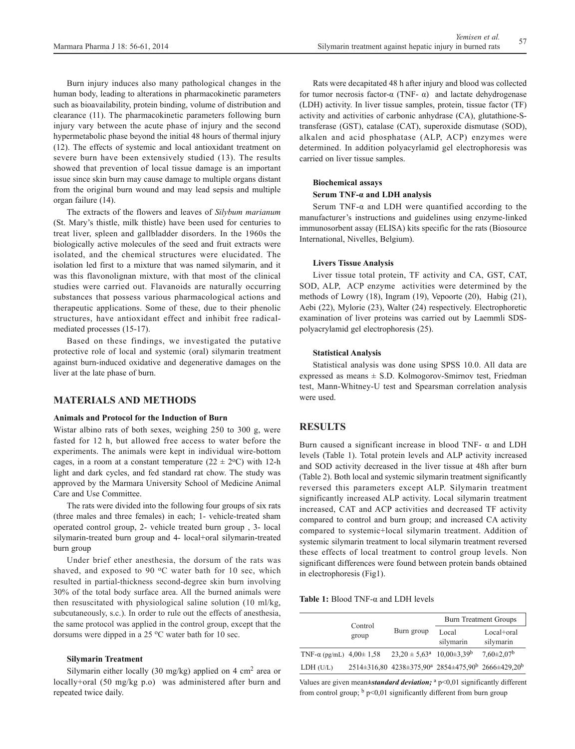Burn injury induces also many pathological changes in the human body, leading to alterations in pharmacokinetic parameters such as bioavailability, protein binding, volume of distribution and clearance (11). The pharmacokinetic parameters following burn injury vary between the acute phase of injury and the second hypermetabolic phase beyond the initial 48 hours of thermal injury (12). The effects of systemic and local antioxidant treatment on severe burn have been extensively studied (13). The results showed that prevention of local tissue damage is an important issue since skin burn may cause damage to multiple organs distant from the original burn wound and may lead sepsis and multiple organ failure (14).

The extracts of the flowers and leaves of *Silybum marianum* (St. Mary's thistle, milk thistle) have been used for centuries to treat liver, spleen and gallbladder disorders. In the 1960s the biologically active molecules of the seed and fruit extracts were isolated, and the chemical structures were elucidated. The isolation led first to a mixture that was named silymarin, and it was this flavonolignan mixture, with that most of the clinical studies were carried out. Flavanoids are naturally occurring substances that possess various pharmacological actions and therapeutic applications. Some of these, due to their phenolic structures, have antioxidant effect and inhibit free radical-mediated processes (15-17).

Based on these findings, we investigated the putative protective role of local and systemic (oral) silymarin treatment against burn-induced oxidative and degenerative damages on the liver at the late phase of burn.

## MATERIALS AND METHODS

### Animals and Protocol for the Induction of Burn

Wistar albino rats of both sexes, weighing 250 to 300 g, were fasted for 12 h, but allowed free access to water before the experiments. The animals were kept in individual wire-bottom cages, in a room at a constant temperature (22 ± 2°C) with 12-h light and dark cycles, and fed standard rat chow. The study was approved by the Marmara University School of Medicine Animal Care and Use Committee.

The rats were divided into the following four groups of six rats (three males and three females) in each; 1- vehicle-treated sham operated control group, 2- vehicle treated burn group , 3- local silymarin-treated burn group and 4- local+oral silymarin-treated burn group

Under brief ether anesthesia, the dorsum of the rats was shaved, and exposed to 90 °C water bath for 10 sec, which resulted in partial-thickness second-degree skin burn involving 30% of the total body surface area. All the burned animals were then resuscitated with physiological saline solution (10 ml/kg, subcutaneously, s.c.). In order to rule out the effects of anesthesia, the same protocol was applied in the control group, except that the dorsums were dipped in a 25 °C water bath for 10 sec.

### Silymarin Treatment

Silymarin either locally (30 mg/kg) applied on 4 $cm^2$ area or locally+oral (50 mg/kg p.o) was administered after burn and repeated twice daily.

Rats were decapitated 48 h after injury and blood was collected for tumor necrosis factor-α (TNF- α) and lactate dehydrogenase (LDH) activity. In liver tissue samples, protein, tissue factor (TF) activity and activities of carbonic anhydrase (CA), glutathione-S-transferase (GST), catalase (CAT), superoxide dismutase (SOD), alkalen and acid phosphatase (ALP, ACP) enzymes were determined. In addition polyacyrlamid gel electrophoresis was carried on liver tissue samples.

### Biochemical assays

### Serum TNF-α and LDH analysis

Serum TNF-α and LDH were quantified according to the manufacturer's instructions and guidelines using enzyme-linked immunosorbent assay (ELISA) kits specific for the rats (Biosource International, Nivelles, Belgium).

### Livers Tissue Analysis

Liver tissue total protein, TF activity and CA, GST, CAT, SOD, ALP, ACP enzyme activities were determined by the methods of Lowry (18), Ingram (19), Vepoorte (20), Habig (21), Aebi (22), Mylorie (23), Walter (24) respectively. Electrophoretic examination of liver proteins was carried out by Laemmli SDS-polyacrylamid gel electrophoresis (25).

### Statistical Analysis

Statistical analysis was done using SPSS 10.0. All data are expressed as means ± S.D. Kolmogorov-Smirnov test, Friedman test, Mann-Whitney-U test and Spearsman correlation analysis were used.

## RESULTS

Burn caused a significant increase in blood TNF- α and LDH levels (Table 1). Total protein levels and ALP activity increased and SOD activity decreased in the liver tissue at 48h after burn (Table 2). Both local and systemic silymarin treatment significantly reversed this parameters except ALP. Silymarin treatment significantly increased ALP activity. Local silymarin treatment increased, CAT and ACP activities and decreased TF activity compared to control and burn group; and increased CA activity compared to systemic+local silymarin treatment. Addition of systemic silymarin treatment to local silymarin treatment reversed these effects of local treatment to control group levels. Non significant differences were found between protein bands obtained in electrophoresis (Fig1).

**Table 1:** Blood TNF-α and LDH levels

| | Control group | Burn group | Burn Treatment Groups | |
|---|---|---|---|---|
| | | | Local silymarin | Local+oral silymarin |
| TNF-α (pg/mL) | 4,00± 1,58 | 23,20 ± 5,63[a] | 10,00±3,39[b] | 7,60±2,07[b] |
| LDH (U/L) | 2514±316,80 | 4238±375,90[a] | 2854±475,90[b] | 2666±429,20[b] |

Values are given mean±***standard deviation;*** [a] p<0,01 significantly different from control group; [b] p<0,01 significantly different from burn group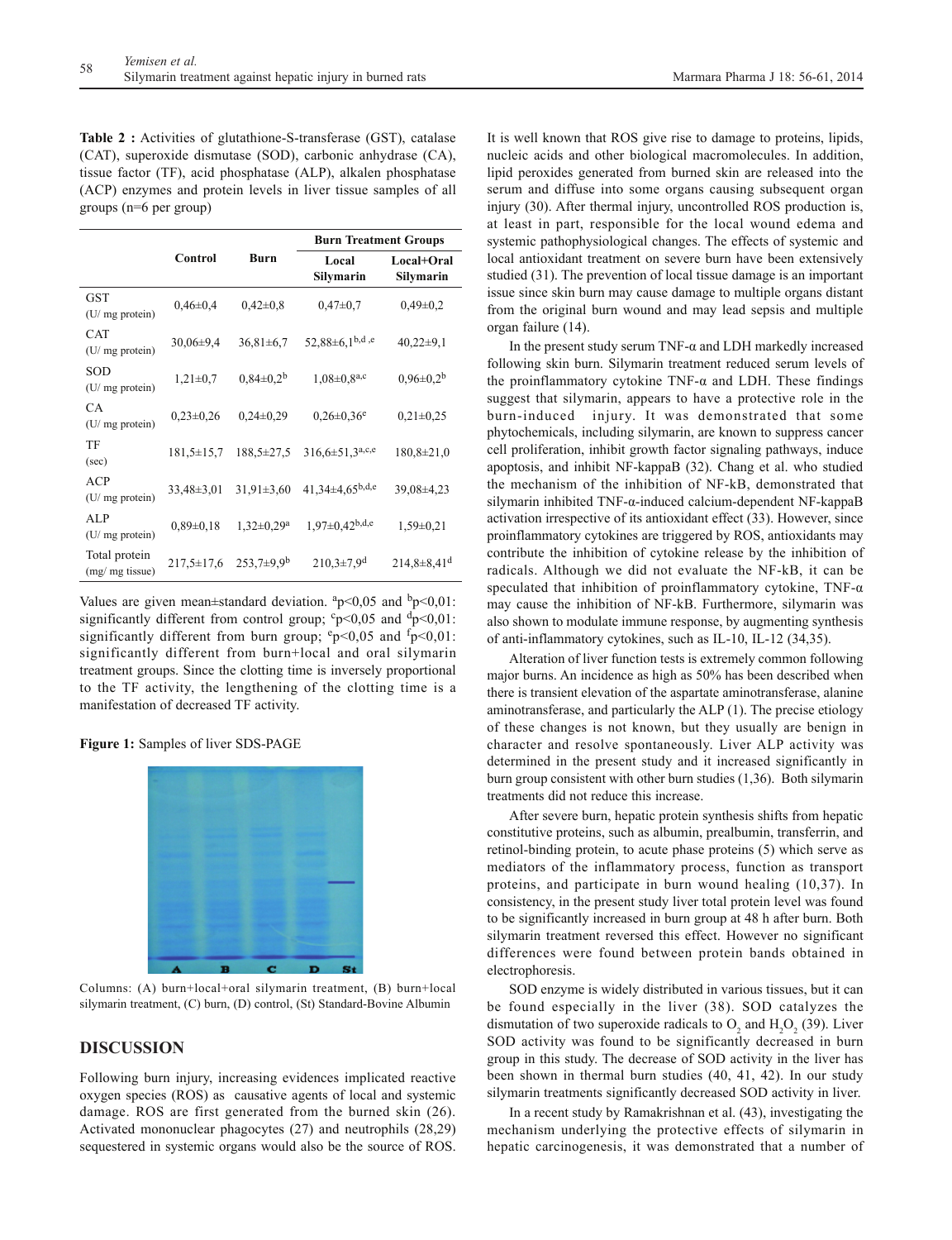**Table 2 :** Activities of glutathione-S-transferase (GST), catalase (CAT), superoxide dismutase (SOD), carbonic anhydrase (CA), tissue factor (TF), acid phosphatase (ALP), alkalen phosphatase (ACP) enzymes and protein levels in liver tissue samples of all groups (n=6 per group)

| | Control | Burn | Burn Treatment Groups | |
|---|---|---|---|---|
| | | | Local Silymarin | Local+Oral Silymarin |
| GST (U/ mg protein) | 0,46±0,4 | 0,42±0,8 | 0,47±0,7 | 0,49±0,2 |
| CAT (U/ mg protein) | 30,06±9,4 | 36,81±6,7 | 52,88±6,1[b,d,e] | 40,22±9,1 |
| SOD (U/ mg protein) | 1,21±0,7 | 0,84±0,2[b] | 1,08±0,8[a,c] | 0,96±0,2[b] |
| CA (U/ mg protein) | 0,23±0,26 | 0,24±0,29 | 0,26±0,36[e] | 0,21±0,25 |
| TF (sec) | 181,5±15,7 | 188,5±27,5 | 316,6±51,3[a,c,e] | 180,8±21,0 |
| ACP (U/ mg protein) | 33,48±3,01 | 31,91±3,60 | 41,34±4,65[b,d,e] | 39,08±4,23 |
| ALP (U/ mg protein) | 0,89±0,18 | 1,32±0,29[a] | 1,97±0,42[b,d,e] | 1,59±0,21 |
| Total protein (mg/ mg tissue) | 217,5±17,6 | 253,7±9,9[b] | 210,3±7,9[d] | 214,8±8,41[d] |

Values are given mean±standard deviation. [a]p<0,05 and [b]p<0,01: significantly different from control group; [c]p<0,05 and [d]p<0,01: significantly different from burn group; [e]p<0,05 and [f]p<0,01: significantly different from burn+local and oral silymarin treatment groups. Since the clotting time is inversely proportional to the TF activity, the lengthening of the clotting time is a manifestation of decreased TF activity.

**Figure 1:** Samples of liver SDS-PAGE

Columns: (A) burn+local+oral silymarin treatment, (B) burn+local silymarin treatment, (C) burn, (D) control, (St) Standard-Bovine Albumin

## DISCUSSION

Following burn injury, increasing evidences implicated reactive oxygen species (ROS) as causative agents of local and systemic damage. ROS are first generated from the burned skin (26). Activated mononuclear phagocytes (27) and neutrophils (28,29) sequestered in systemic organs would also be the source of ROS. It is well known that ROS give rise to damage to proteins, lipids, nucleic acids and other biological macromolecules. In addition, lipid peroxides generated from burned skin are released into the serum and diffuse into some organs causing subsequent organ injury (30). After thermal injury, uncontrolled ROS production is, at least in part, responsible for the local wound edema and systemic pathophysiological changes. The effects of systemic and local antioxidant treatment on severe burn have been extensively studied (31). The prevention of local tissue damage is an important issue since skin burn may cause damage to multiple organs distant from the original burn wound and may lead sepsis and multiple organ failure (14).

In the present study serum TNF-α and LDH markedly increased following skin burn. Silymarin treatment reduced serum levels of the proinflammatory cytokine TNF-α and LDH. These findings suggest that silymarin, appears to have a protective role in the burn-induced injury. It was demonstrated that some phytochemicals, including silymarin, are known to suppress cancer cell proliferation, inhibit growth factor signaling pathways, induce apoptosis, and inhibit NF-kappaB (32). Chang et al. who studied the mechanism of the inhibition of NF-kB, demonstrated that silymarin inhibited TNF-α-induced calcium-dependent NF-kappaB activation irrespective of its antioxidant effect (33). However, since proinflammatory cytokines are triggered by ROS, antioxidants may contribute the inhibition of cytokine release by the inhibition of radicals. Although we did not evaluate the NF-kB, it can be speculated that inhibition of proinflammatory cytokine, TNF-α may cause the inhibition of NF-kB. Furthermore, silymarin was also shown to modulate immune response, by augmenting synthesis of anti-inflammatory cytokines, such as IL-10, IL-12 (34,35).

Alteration of liver function tests is extremely common following major burns. An incidence as high as 50% has been described when there is transient elevation of the aspartate aminotransferase, alanine aminotransferase, and particularly the ALP (1). The precise etiology of these changes is not known, but they usually are benign in character and resolve spontaneously. Liver ALP activity was determined in the present study and it increased significantly in burn group consistent with other burn studies (1,36). Both silymarin treatments did not reduce this increase.

After severe burn, hepatic protein synthesis shifts from hepatic constitutive proteins, such as albumin, prealbumin, transferrin, and retinol-binding protein, to acute phase proteins (5) which serve as mediators of the inflammatory process, function as transport proteins, and participate in burn wound healing (10,37). In consistency, in the present study liver total protein level was found to be significantly increased in burn group at 48 h after burn. Both silymarin treatment reversed this effect. However no significant differences were found between protein bands obtained in electrophoresis.

SOD enzyme is widely distributed in various tissues, but it can be found especially in the liver (38). SOD catalyzes the dismutation of two superoxide radicals to $O_2$ and $H_2O_2$ (39). Liver SOD activity was found to be significantly decreased in burn group in this study. The decrease of SOD activity in the liver has been shown in thermal burn studies (40, 41, 42). In our study silymarin treatments significantly decreased SOD activity in liver.

In a recent study by Ramakrishnan et al. (43), investigating the mechanism underlying the protective effects of silymarin in hepatic carcinogenesis, it was demonstrated that a number of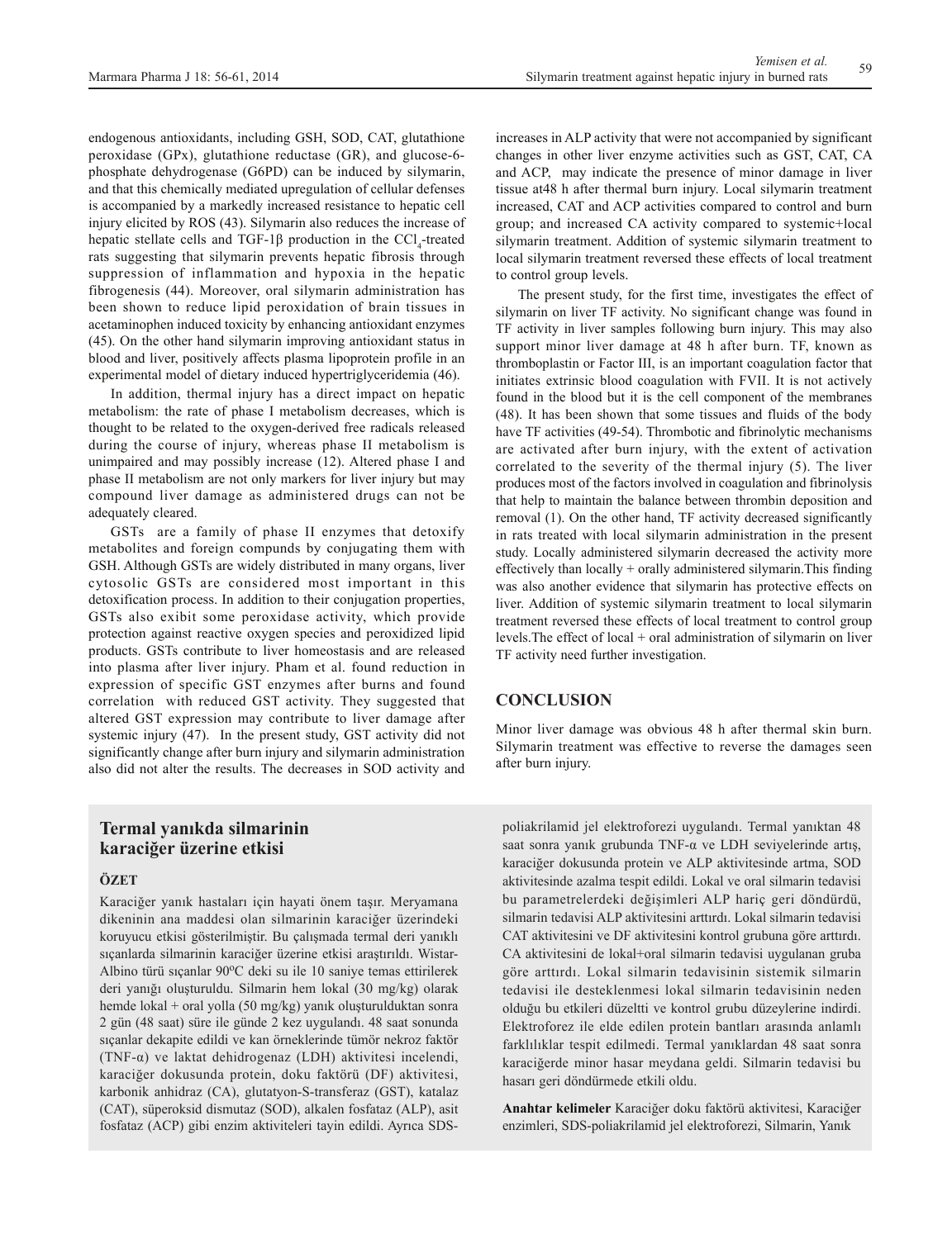endogenous antioxidants, including GSH, SOD, CAT, glutathione peroxidase (GPx), glutathione reductase (GR), and glucose-6-phosphate dehydrogenase (G6PD) can be induced by silymarin, and that this chemically mediated upregulation of cellular defenses is accompanied by a markedly increased resistance to hepatic cell injury elicited by ROS (43). Silymarin also reduces the increase of hepatic stellate cells and TGF-1β production in the $CCl_4$-treated rats suggesting that silymarin prevents hepatic fibrosis through suppression of inflammation and hypoxia in the hepatic fibrogenesis (44). Moreover, oral silymarin administration has been shown to reduce lipid peroxidation of brain tissues in acetaminophen induced toxicity by enhancing antioxidant enzymes (45). On the other hand silymarin improving antioxidant status in blood and liver, positively affects plasma lipoprotein profile in an experimental model of dietary induced hypertriglyceridemia (46).

In addition, thermal injury has a direct impact on hepatic metabolism: the rate of phase I metabolism decreases, which is thought to be related to the oxygen-derived free radicals released during the course of injury, whereas phase II metabolism is unimpaired and may possibly increase (12). Altered phase I and phase II metabolism are not only markers for liver injury but may compound liver damage as administered drugs can not be adequately cleared.

GSTs are a family of phase II enzymes that detoxify metabolites and foreign compunds by conjugating them with GSH. Although GSTs are widely distributed in many organs, liver cytosolic GSTs are considered most important in this detoxification process. In addition to their conjugation properties, GSTs also exibit some peroxidase activity, which provide protection against reactive oxygen species and peroxidized lipid products. GSTs contribute to liver homeostasis and are released into plasma after liver injury. Pham et al. found reduction in expression of specific GST enzymes after burns and found correlation with reduced GST activity. They suggested that altered GST expression may contribute to liver damage after systemic injury (47). In the present study, GST activity did not significantly change after burn injury and silymarin administration also did not alter the results. The decreases in SOD activity and increases in ALP activity that were not accompanied by significant changes in other liver enzyme activities such as GST, CAT, CA and ACP, may indicate the presence of minor damage in liver tissue at48 h after thermal burn injury. Local silymarin treatment increased, CAT and ACP activities compared to control and burn group; and increased CA activity compared to systemic+local silymarin treatment. Addition of systemic silymarin treatment to local silymarin treatment reversed these effects of local treatment to control group levels.

The present study, for the first time, investigates the effect of silymarin on liver TF activity. No significant change was found in TF activity in liver samples following burn injury. This may also support minor liver damage at 48 h after burn. TF, known as thromboplastin or Factor III, is an important coagulation factor that initiates extrinsic blood coagulation with FVII. It is not actively found in the blood but it is the cell component of the membranes (48). It has been shown that some tissues and fluids of the body have TF activities (49-54). Thrombotic and fibrinolytic mechanisms are activated after burn injury, with the extent of activation correlated to the severity of the thermal injury (5). The liver produces most of the factors involved in coagulation and fibrinolysis that help to maintain the balance between thrombin deposition and removal (1). On the other hand, TF activity decreased significantly in rats treated with local silymarin administration in the present study. Locally administered silymarin decreased the activity more effectively than locally + orally administered silymarin.This finding was also another evidence that silymarin has protective effects on liver. Addition of systemic silymarin treatment to local silymarin treatment reversed these effects of local treatment to control group levels.The effect of local + oral administration of silymarin on liver TF activity need further investigation.

## CONCLUSION

Minor liver damage was obvious 48 h after thermal skin burn. Silymarin treatment was effective to reverse the damages seen after burn injury.

## Termal yanıkda silmarinin karaciğer üzerine etkisi

### ÖZET

Karaciğer yanık hastaları için hayati önem taşır. Meryamana dikeninin ana maddesi olan silmarinin karaciğer üzerindeki koruyucu etkisi gösterilmiştir. Bu çalışmada termal deri yanıklı sıçanlarda silmarinin karaciğer üzerine etkisi araştırıldı. Wistar-Albino türü sıçanlar 90ºC deki su ile 10 saniye temas ettirilerek deri yanığı oluşturuldu. Silmarin hem lokal (30 mg/kg) olarak hemde lokal + oral yolla (50 mg/kg) yanık oluşturulduktan sonra 2 gün (48 saat) süre ile günde 2 kez uygulandı. 48 saat sonunda sıçanlar dekapite edildi ve kan örneklerinde tümör nekroz faktör (TNF-α) ve laktat dehidrogenaz (LDH) aktivitesi incelendi, karaciğer dokusunda protein, doku faktörü (DF) aktivitesi, karbonik anhidraz (CA), glutatyon-S-transferaz (GST), katalaz (CAT), süperoksid dismutaz (SOD), alkalen fosfataz (ALP), asit fosfataz (ACP) gibi enzim aktiviteleri tayin edildi. Ayrıca SDS-poliakrilamid jel elektroforezi uygulandı. Termal yanıktan 48 saat sonra yanık grubunda TNF-α ve LDH seviyelerinde artış, karaciğer dokusunda protein ve ALP aktivitesinde artma, SOD aktivitesinde azalma tespit edildi. Lokal ve oral silmarin tedavisi bu parametrelerdeki değişimleri ALP hariç geri döndürdü, silmarin tedavisi ALP aktivitesini arttırdı. Lokal silmarin tedavisi CAT aktivitesini ve DF aktivitesini kontrol grubuna göre arttırdı. CA aktivitesini de lokal+oral silmarin tedavisi uygulanan gruba göre arttırdı. Lokal silmarin tedavisinin sistemik silmarin tedavisi ile desteklenmesi lokal silmarin tedavisinin neden olduğu bu etkileri düzeltti ve kontrol grubu düzeylerine indirdi. Elektroforez ile elde edilen protein bantları arasında anlamlı farklılıklar tespit edilmedi. Termal yanıklardan 48 saat sonra karaciğerde minor hasar meydana geldi. Silmarin tedavisi bu hasarı geri döndürmede etkili oldu.

**Anahtar kelimeler** Karaciğer doku faktörü aktivitesi, Karaciğer enzimleri, SDS-poliakrilamid jel elektroforezi, Silmarin, Yanık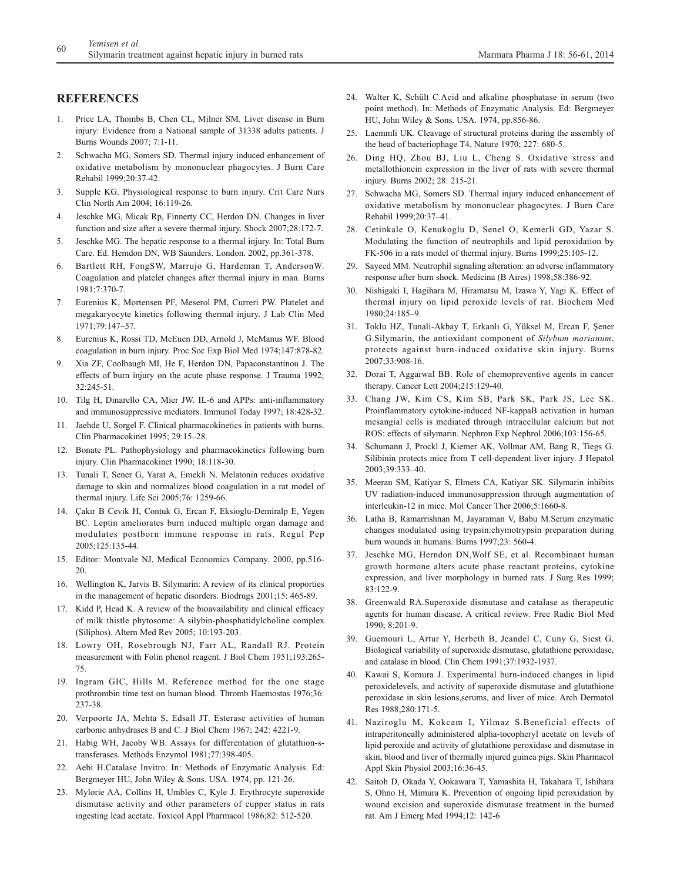## REFERENCES

1. Price LA, Thombs B, Chen CL, Milner SM. Liver disease in Burn injury: Evidence from a National sample of 31338 adults patients. J Burns Wounds 2007; 7:1-11.
2. Schwacha MG, Somers SD. Thermal injury induced enhancement of oxidative metabolism by mononuclear phagocytes. J Burn Care Rehabil 1999;20:37-42.
3. Supple KG. Physiological response to burn injury. Crit Care Nurs Clin North Am 2004; 16:119-26.
4. Jeschke MG, Micak Rp, Finnerty CC, Herdon DN. Changes in liver function and size after a severe thermal injury. Shock 2007;28:172-7.
5. Jeschke MG. The hepatic response to a thermal injury. In: Total Burn Care. Ed. Hemdon DN, WB Saunders. London. 2002, pp.361-378.
6. Bartlett RH, FongSW, Marrujo G, Hardeman T, AndersonW. Coagulation and platelet changes after thermal injury in man. Burns 1981;7:370-7.
7. Eurenius K, Mortensen PF, Meserol PM, Curreri PW. Platelet and megakaryocyte kinetics following thermal injury. J Lab Clin Med 1971;79:147–57.
8. Eurenius K, Rossi TD, McEuen DD, Arnold J, McManus WF. Blood coagulation in burn injury. Proc Soc Exp Biol Med 1974;147:878-82.
9. Xia ZF, Coolbaugh MI, He F, Herdon DN, Papaconstantinou J. The effects of burn injury on the acute phase response. J Trauma 1992; 32:245-51.
10. Tilg H, Dinarello CA, Mier JW. IL-6 and APPs: anti-inflammatory and immunosuppressive mediators. Immunol Today 1997; 18:428-32.
11. Jaehde U, Sorgel F. Clinical pharmacokinetics in patients with burns. Clin Pharmacokinet 1995; 29:15–28.
12. Bonate PL. Pathophysiology and pharmacokinetics following burn injury. Clin Pharmacokinet 1990; 18:118-30.
13. Tunali T, Sener G, Yarat A, Emekli N. Melatonin reduces oxidative damage to skin and normalizes blood coagulation in a rat model of thermal injury. Life Sci 2005;76: 1259-66.
14. Çakır B Cevik H, Contuk G, Ercan F, Eksioglu-Demiralp E, Yegen BC. Leptin ameliorates burn induced multiple organ damage and modulates postborn immune response in rats. Regul Pep 2005;125:135-44.
15. Editor: Montvale NJ, Medical Economics Company. 2000, pp.516-20.
16. Wellington K, Jarvis B. Silymarin: A review of its clinical proporties in the management of hepatic disorders. Biodrugs 2001;15: 465-89.
17. Kidd P, Head K. A review of the bioavailability and clinical efficacy of milk thistle phytosome: A silybin-phosphatidylcholine complex (Siliphos). Altern Med Rev 2005; 10:193-203.
18. Lowry OH, Rosebrough NJ, Farr AL, Randall RJ. Protein measurement with Folin phenol reagent. J Biol Chem 1951;193:265-75.
19. Ingram GIC, Hills M. Reference method for the one stage prothrombin time test on human blood. Thromb Haemostas 1976;36: 237-38.
20. Verpoorte JA, Mehta S, Edsall JT. Esterase activities of human carbonic anhydrases B and C. J Biol Chem 1967; 242: 4221-9.
21. Habig WH, Jacoby WB. Assays for differentation of glutathion-s-transferases. Methods Enzymol 1981;77:398-405.
22. Aebi H.Catalase Invitro. In: Methods of Enzymatic Analysis. Ed: Bergmeyer HU, John Wiley & Sons. USA. 1974, pp. 121-26.
23. Mylorie AA, Collins H, Umbles C, Kyle J. Erythrocyte superoxide dismutase activity and other parameters of cupper status in rats ingesting lead acetate. Toxicol Appl Pharmacol 1986;82: 512-520.
24. Walter K, Schült C.Acid and alkaline phosphatase in serum (two point method). In: Methods of Enzymatic Analysis. Ed: Bergmeyer HU, John Wiley & Sons. USA. 1974, pp.856-86.
25. Laemmli UK. Cleavage of structural proteins during the assembly of the head of bacteriophage T4. Nature 1970; 227: 680-5.
26. Ding HQ, Zhou BJ, Liu L, Cheng S. Oxidative stress and metallothionein expression in the liver of rats with severe thermal injury. Burns 2002; 28: 215-21.
27. Schwacha MG, Somers SD. Thermal injury induced enhancement of oxidative metabolism by mononuclear phagocytes. J Burn Care Rehabil 1999;20:37–41.
28. Cetinkale O, Kenukoglu D, Senel O, Kemerli GD, Yazar S. Modulating the function of neutrophils and lipid peroxidation by FK-506 in a rats model of thermal injury. Burns 1999;25:105-12.
29. Sayeed MM. Neutrophil signaling alteration: an adverse inflammatory response after burn shock. Medicina (B Aires) 1998;58:386-92.
30. Nishigaki I, Hagihara M, Hiramatsu M, Izawa Y, Yagi K. Effect of thermal injury on lipid peroxide levels of rat. Biochem Med 1980;24:185–9.
31. Toklu HZ, Tunali-Akbay T, Erkanlı G, Yüksel M, Ercan F, Şener G.Silymarin, the antioxidant component of *Silybum marianum*, protects against burn-induced oxidative skin injury. Burns 2007;33:908-16.
32. Dorai T, Aggarwal BB. Role of chemopreventive agents in cancer therapy. Cancer Lett 2004;215:129-40.
33. Chang JW, Kim CS, Kim SB, Park SK, Park JS, Lee SK. Proinflammatory cytokine-induced NF-kappaB activation in human mesangial cells is mediated through intracellular calcium but not ROS: effects of silymarin. Nephron Exp Nephrol 2006;103:156-65.
34. Schumann J, Prockl J, Kiemer AK, Vollmar AM, Bang R, Tiegs G. Silibinin protects mice from T cell-dependent liver injury. J Hepatol 2003;39:333–40.
35. Meeran SM, Katiyar S, Elmets CA, Katiyar SK. Silymarin inhibits UV radiation-induced immunosuppression through augmentation of interleukin-12 in mice. Mol Cancer Ther 2006;5:1660-8.
36. Latha B, Ramarrishnan M, Jayaraman V, Babu M.Serum enzymatic changes modulated using trypsin:chymotrypsin preparation during burn wounds in humans. Burns 1997;23: 560-4.
37. Jeschke MG, Herndon DN,Wolf SE, et al. Recombinant human growth hormone alters acute phase reactant proteins, cytokine expression, and liver morphology in burned rats. J Surg Res 1999; 83:122-9.
38. Greenwald RA.Superoxide dismutase and catalase as therapeutic agents for human disease. A critical review. Free Radic Biol Med 1990; 8:201-9.
39. Guemouri L, Artur Y, Herbeth B, Jeandel C, Cuny G, Siest G. Biological variability of superoxide dismutase, glutathione peroxidase, and catalase in blood. Clin Chem 1991;37:1932-1937.
40. Kawai S, Komura J. Experimental burn-induced changes in lipid peroxidelevels, and activity of superoxide dismutase and glutathione peroxidase in skin lesions,serums, and liver of mice. Arch Dermatol Res 1988;280:171-5.
41. Naziroglu M, Kokcam I, Yilmaz S.Beneficial effects of intraperitoneally administered alpha-tocopheryl acetate on levels of lipid peroxide and activity of glutathione peroxidase and dismutase in skin, blood and liver of thermally injured guinea pigs. Skin Pharmacol Appl Skin Physiol 2003;16:36-45.
42. Saitoh D, Okada Y, Ookawara T, Yamashita H, Takahara T, Ishihara S, Ohno H, Mimura K. Prevention of ongoing lipid peroxidation by wound excision and superoxide dismutase treatment in the burned rat. Am J Emerg Med 1994;12: 142-6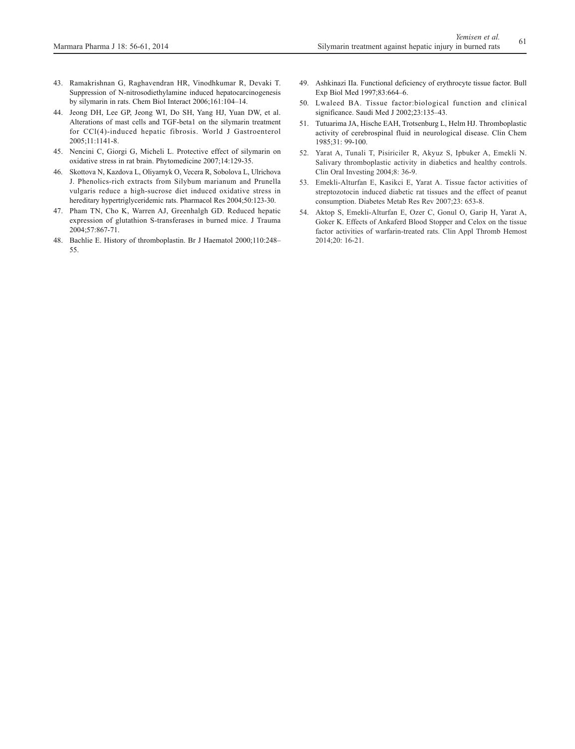43. Ramakrishnan G, Raghavendran HR, Vinodhkumar R, Devaki T. Suppression of N-nitrosodiethylamine induced hepatocarcinogenesis by silymarin in rats. Chem Biol Interact 2006;161:104–14.
44. Jeong DH, Lee GP, Jeong WI, Do SH, Yang HJ, Yuan DW, et al. Alterations of mast cells and TGF-beta1 on the silymarin treatment for CCl(4)-induced hepatic fibrosis. World J Gastroenterol 2005;11:1141-8.
45. Nencini C, Giorgi G, Micheli L. Protective effect of silymarin on oxidative stress in rat brain. Phytomedicine 2007;14:129-35.
46. Skottova N, Kazdova L, Oliyarnyk O, Vecera R, Sobolova L, Ulrichova J. Phenolics-rich extracts from Silybum marianum and Prunella vulgaris reduce a high-sucrose diet induced oxidative stress in hereditary hypertriglyceridemic rats. Pharmacol Res 2004;50:123-30.
47. Pham TN, Cho K, Warren AJ, Greenhalgh GD. Reduced hepatic expression of glutathion S-transferases in burned mice. J Trauma 2004;57:867-71.
48. Bachlie E. History of thromboplastin. Br J Haematol 2000;110:248–55.
49. Ashkinazi IIa. Functional deficiency of erythrocyte tissue factor. Bull Exp Biol Med 1997;83:664–6.
50. Lwaleed BA. Tissue factor:biological function and clinical significance. Saudi Med J 2002;23:135–43.
51. Tutuarima JA, Hische EAH, Trotsenburg L, Helm HJ. Thromboplastic activity of cerebrospinal fluid in neurological disease. Clin Chem 1985;31: 99-100.
52. Yarat A, Tunali T, Pisiriciler R, Akyuz S, Ipbuker A, Emekli N. Salivary thromboplastic activity in diabetics and healthy controls. Clin Oral Investing 2004;8: 36-9.
53. Emekli-Alturfan E, Kasikci E, Yarat A. Tissue factor activities of streptozotocin induced diabetic rat tissues and the effect of peanut consumption. Diabetes Metab Res Rev 2007;23: 653-8.
54. Aktop S, Emekli-Alturfan E, Ozer C, Gonul O, Garip H, Yarat A, Goker K. Effects of Ankaferd Blood Stopper and Celox on the tissue factor activities of warfarin-treated rats. Clin Appl Thromb Hemost 2014;20: 16-21.